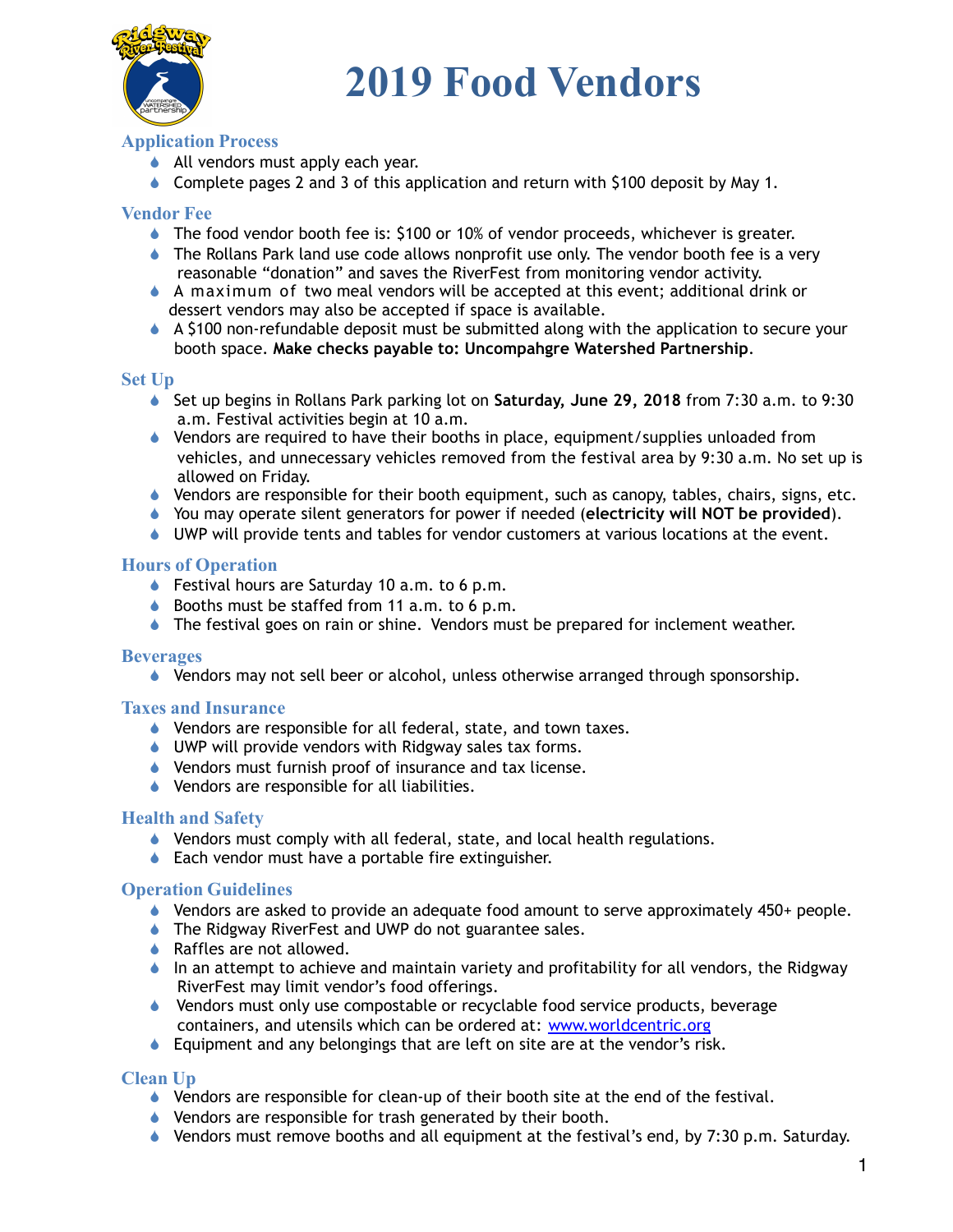# 2019 Food Vendors

## Application Process

- All vendors must apply each year.
- Complete pages 2 and 3 of this application and return with $100 deposit by May 1.

## Vendor Fee

- The food vendor booth fee is: $100 or 10% of vendor proceeds, whichever is greater.
- The Rollans Park land use code allows nonprofit use only. The vendor booth fee is a very reasonable "donation" and saves the RiverFest from monitoring vendor activity.
- A maximum of two meal vendors will be accepted at this event; additional drink or dessert vendors may also be accepted if space is available.
- A $100 non-refundable deposit must be submitted along with the application to secure your booth space. **Make checks payable to: Uncompahgre Watershed Partnership**.

## Set Up

- Set up begins in Rollans Park parking lot on **Saturday, June 29, 2018** from 7:30 a.m. to 9:30 a.m. Festival activities begin at 10 a.m.
- Vendors are required to have their booths in place, equipment/supplies unloaded from vehicles, and unnecessary vehicles removed from the festival area by 9:30 a.m. No set up is allowed on Friday.
- Vendors are responsible for their booth equipment, such as canopy, tables, chairs, signs, etc.
- You may operate silent generators for power if needed (**electricity will NOT be provided**).
- UWP will provide tents and tables for vendor customers at various locations at the event.

## Hours of Operation

- Festival hours are Saturday 10 a.m. to 6 p.m.
- Booths must be staffed from 11 a.m. to 6 p.m.
- The festival goes on rain or shine. Vendors must be prepared for inclement weather.

## Beverages

- Vendors may not sell beer or alcohol, unless otherwise arranged through sponsorship.

## Taxes and Insurance

- Vendors are responsible for all federal, state, and town taxes.
- UWP will provide vendors with Ridgway sales tax forms.
- Vendors must furnish proof of insurance and tax license.
- Vendors are responsible for all liabilities.

## Health and Safety

- Vendors must comply with all federal, state, and local health regulations.
- Each vendor must have a portable fire extinguisher.

## Operation Guidelines

- Vendors are asked to provide an adequate food amount to serve approximately 450+ people.
- The Ridgway RiverFest and UWP do not guarantee sales.
- Raffles are not allowed.
- In an attempt to achieve and maintain variety and profitability for all vendors, the Ridgway RiverFest may limit vendor's food offerings.
- Vendors must only use compostable or recyclable food service products, beverage containers, and utensils which can be ordered at: [www.worldcentric.org](http://www.worldcentric.org)
- Equipment and any belongings that are left on site are at the vendor's risk.

## Clean Up

- Vendors are responsible for clean-up of their booth site at the end of the festival.
- Vendors are responsible for trash generated by their booth.
- Vendors must remove booths and all equipment at the festival's end, by 7:30 p.m. Saturday.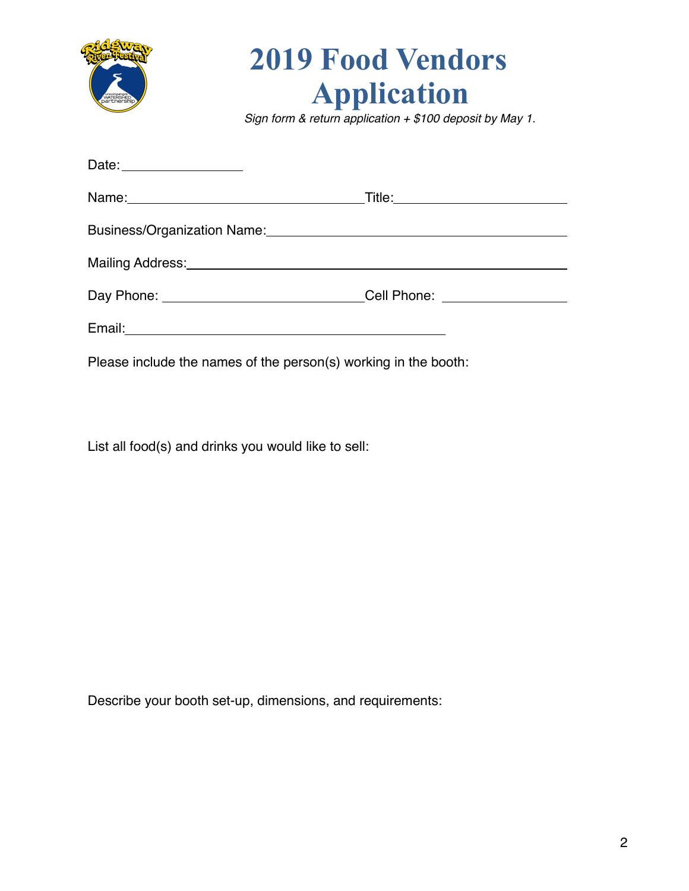# 2019 Food Vendors Application

*Sign form & return application + $100 deposit by May 1.*

Date: ________________

Name: ________________________________ Title: ________________________

Business/Organization Name: ________________________________________

Mailing Address: ____________________________________________________

Day Phone: ___________________________ Cell Phone: _________________

Email: ______________________________________________

Please include the names of the person(s) working in the booth:

List all food(s) and drinks you would like to sell:

Describe your booth set-up, dimensions, and requirements: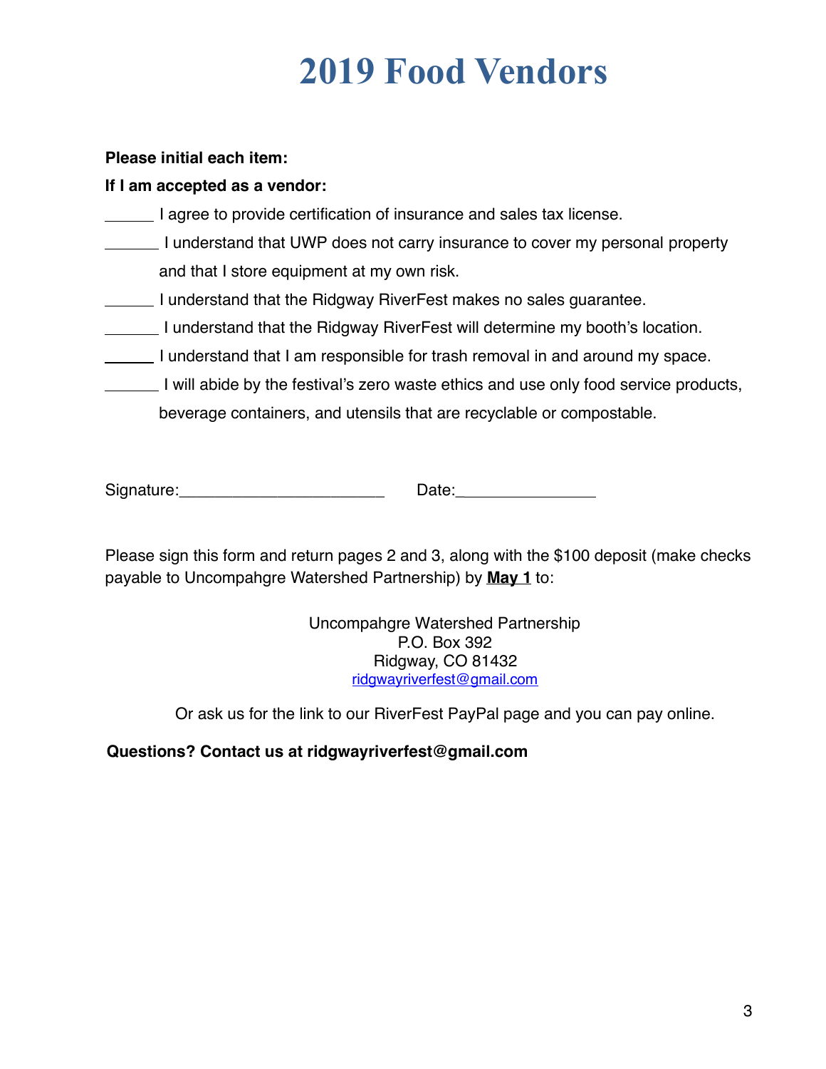# 2019 Food Vendors

**Please initial each item:**

**If I am accepted as a vendor:**

______ I agree to provide certification of insurance and sales tax license.

______ I understand that UWP does not carry insurance to cover my personal property and that I store equipment at my own risk.

______ I understand that the Ridgway RiverFest makes no sales guarantee.

______ I understand that the Ridgway RiverFest will determine my booth's location.

______ I understand that I am responsible for trash removal in and around my space.

______ I will abide by the festival's zero waste ethics and use only food service products, beverage containers, and utensils that are recyclable or compostable.

Signature:______________________ Date:_______________

Please sign this form and return pages 2 and 3, along with the $100 deposit (make checks payable to Uncompahgre Watershed Partnership) by **May 1** to:

Uncompahgre Watershed Partnership
P.O. Box 392
Ridgway, CO 81432
ridgwayriverfest@gmail.com

Or ask us for the link to our RiverFest PayPal page and you can pay online.

**Questions? Contact us at ridgwayriverfest@gmail.com**